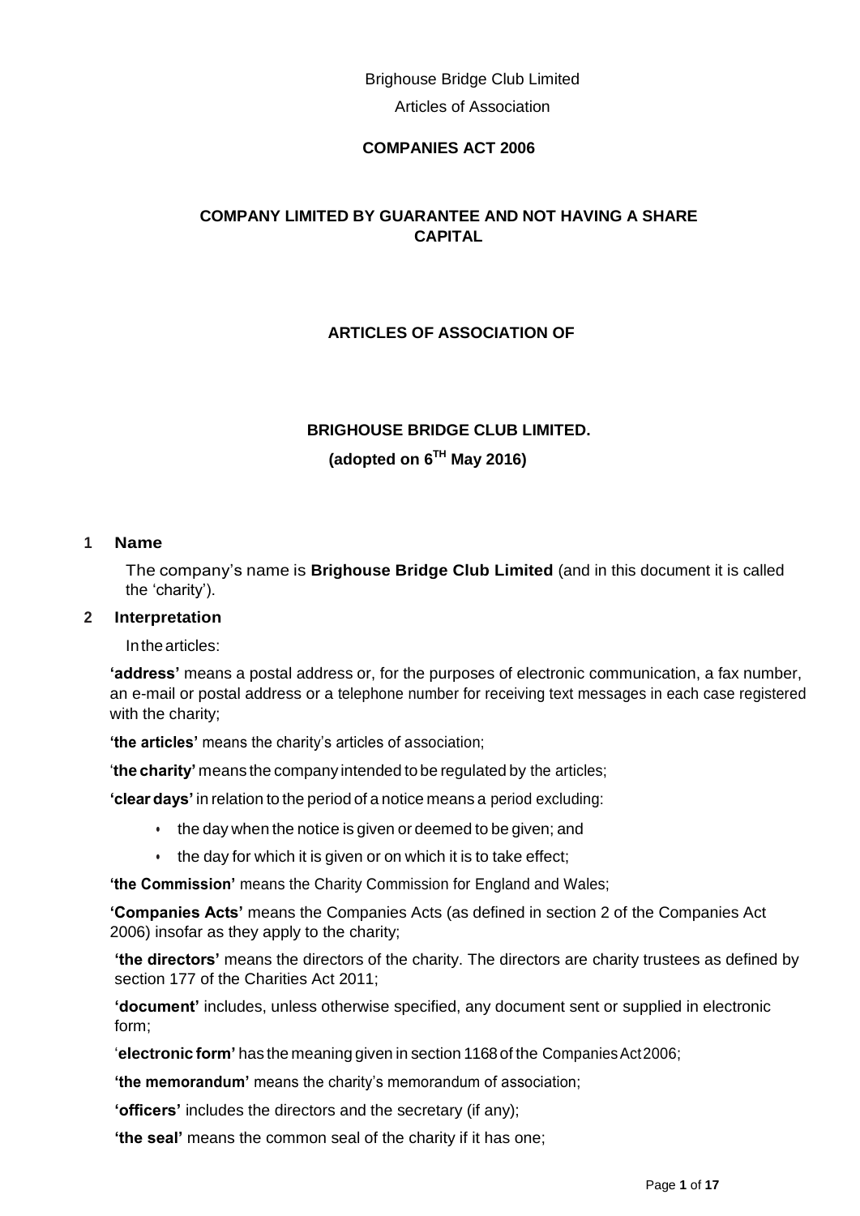Brighouse Bridge Club Limited

Articles of Association

**COMPANIES ACT 2006**

**COMPANY LIMITED BY GUARANTEE AND NOT HAVING A SHARE CAPITAL**

**ARTICLES OF ASSOCIATION OF**

**BRIGHOUSE BRIDGE CLUB LIMITED.**

**(adopted on 6TH May 2016)**

## 1 Name

The company's name is **Brighouse Bridge Club Limited** (and in this document it is called the 'charity').

## 2 Interpretation

In the articles:

**'address'** means a postal address or, for the purposes of electronic communication, a fax number, an e-mail or postal address or a telephone number for receiving text messages in each case registered with the charity;

**'the articles'** means the charity's articles of association;

'**the charity'** means the company intended to be regulated by the articles;

**'clear days'** in relation to the period of a notice means a period excluding:

- the day when the notice is given or deemed to be given; and
- the day for which it is given or on which it is to take effect;

**'the Commission'** means the Charity Commission for England and Wales;

**'Companies Acts'** means the Companies Acts (as defined in section 2 of the Companies Act 2006) insofar as they apply to the charity;

**'the directors'** means the directors of the charity. The directors are charity trustees as defined by section 177 of the Charities Act 2011;

**'document'** includes, unless otherwise specified, any document sent or supplied in electronic form;

'**electronic form'** has the meaning given in section 1168 of the Companies Act 2006;

**'the memorandum'** means the charity's memorandum of association;

**'officers'** includes the directors and the secretary (if any);

**'the seal'** means the common seal of the charity if it has one;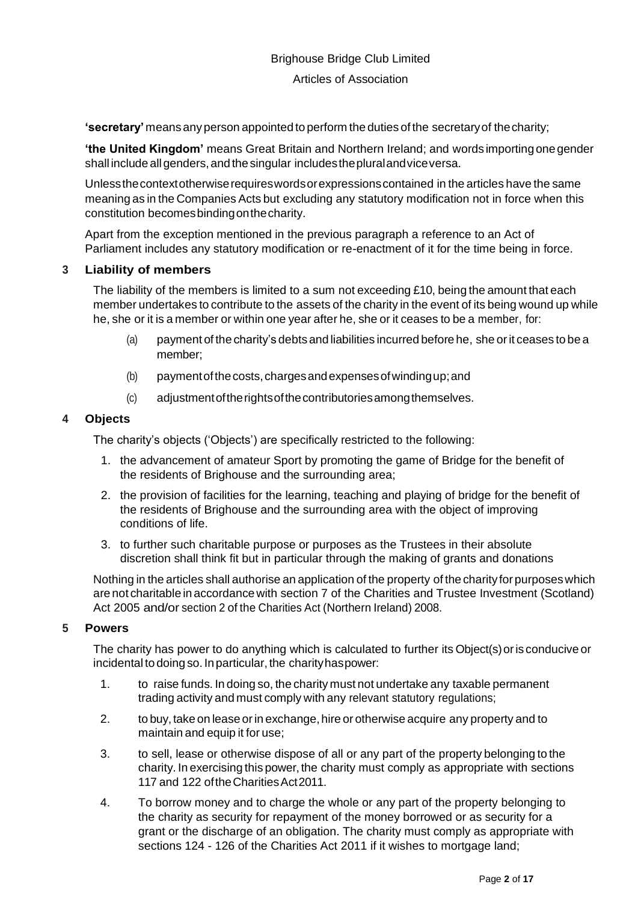**'secretary'** means any person appointed to perform the duties of the secretary of the charity;

**'the United Kingdom'** means Great Britain and Northern Ireland; and words importing one gender shall include all genders, and the singular includes the plural and vice versa.

Unless the context otherwise requires words or expressions contained in the articles have the same meaning as in the Companies Acts but excluding any statutory modification not in force when this constitution becomes binding on the charity.

Apart from the exception mentioned in the previous paragraph a reference to an Act of Parliament includes any statutory modification or re-enactment of it for the time being in force.

## 3 Liability of members

The liability of the members is limited to a sum not exceeding £10, being the amount that each member undertakes to contribute to the assets of the charity in the event of its being wound up while he, she or it is a member or within one year after he, she or it ceases to be a member, for:

(a) payment of the charity's debts and liabilities incurred before he, she or it ceases to be a member;

(b) payment of the costs, charges and expenses of winding up; and

(c) adjustment of the rights of the contributories among themselves.

## 4 Objects

The charity's objects ('Objects') are specifically restricted to the following:

1. the advancement of amateur Sport by promoting the game of Bridge for the benefit of the residents of Brighouse and the surrounding area;
2. the provision of facilities for the learning, teaching and playing of bridge for the benefit of the residents of Brighouse and the surrounding area with the object of improving conditions of life.
3. to further such charitable purpose or purposes as the Trustees in their absolute discretion shall think fit but in particular through the making of grants and donations

Nothing in the articles shall authorise an application of the property of the charity for purposes which are not charitable in accordance with section 7 of the Charities and Trustee Investment (Scotland) Act 2005 and/or section 2 of the Charities Act (Northern Ireland) 2008.

## 5 Powers

The charity has power to do anything which is calculated to further its Object(s) or is conducive or incidental to doing so. In particular, the charity has power:

1. to raise funds. In doing so, the charity must not undertake any taxable permanent trading activity and must comply with any relevant statutory regulations;
2. to buy, take on lease or in exchange, hire or otherwise acquire any property and to maintain and equip it for use;
3. to sell, lease or otherwise dispose of all or any part of the property belonging to the charity. In exercising this power, the charity must comply as appropriate with sections 117 and 122 of the Charities Act 2011.
4. To borrow money and to charge the whole or any part of the property belonging to the charity as security for repayment of the money borrowed or as security for a grant or the discharge of an obligation. The charity must comply as appropriate with sections 124 - 126 of the Charities Act 2011 if it wishes to mortgage land;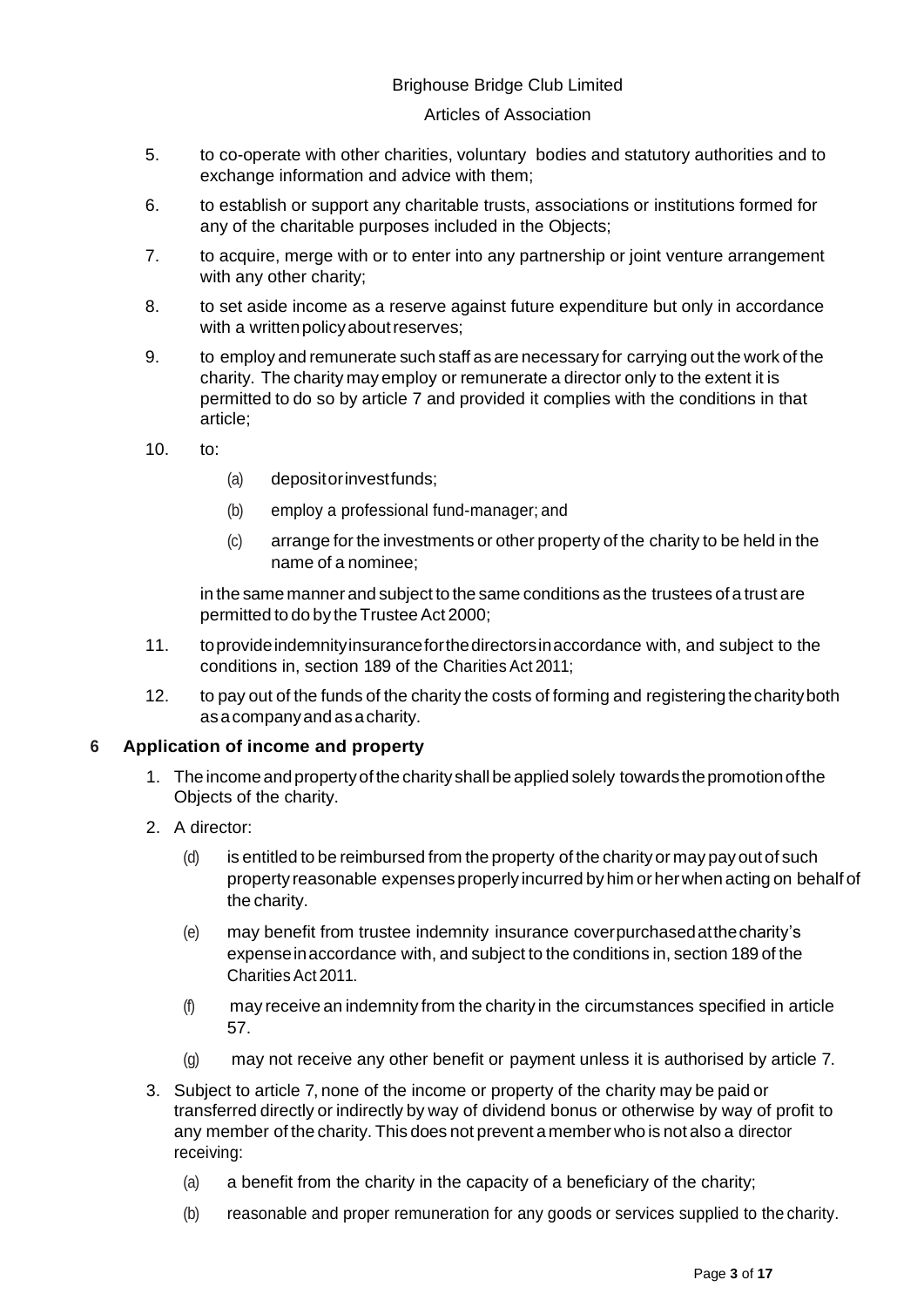5. to co-operate with other charities, voluntary bodies and statutory authorities and to exchange information and advice with them;

6. to establish or support any charitable trusts, associations or institutions formed for any of the charitable purposes included in the Objects;

7. to acquire, merge with or to enter into any partnership or joint venture arrangement with any other charity;

8. to set aside income as a reserve against future expenditure but only in accordance with a written policy about reserves;

9. to employ and remunerate such staff as are necessary for carrying out the work of the charity. The charity may employ or remunerate a director only to the extent it is permitted to do so by article 7 and provided it complies with the conditions in that article;

10. to:

    (a) deposit or invest funds;

    (b) employ a professional fund-manager; and

    (c) arrange for the investments or other property of the charity to be held in the name of a nominee;

    in the same manner and subject to the same conditions as the trustees of a trust are permitted to do by the Trustee Act 2000;

11. to provide indemnity insurance for the directors in accordance with, and subject to the conditions in, section 189 of the Charities Act 2011;

12. to pay out of the funds of the charity the costs of forming and registering the charity both as a company and as a charity.

## 6 Application of income and property

1. The income and property of the charity shall be applied solely towards the promotion of the Objects of the charity.

2. A director:

    (d) is entitled to be reimbursed from the property of the charity or may pay out of such property reasonable expenses properly incurred by him or her when acting on behalf of the charity.

    (e) may benefit from trustee indemnity insurance cover purchased at the charity's expense in accordance with, and subject to the conditions in, section 189 of the Charities Act 2011.

    (f) may receive an indemnity from the charity in the circumstances specified in article 57.

    (g) may not receive any other benefit or payment unless it is authorised by article 7.

3. Subject to article 7, none of the income or property of the charity may be paid or transferred directly or indirectly by way of dividend bonus or otherwise by way of profit to any member of the charity. This does not prevent a member who is not also a director receiving:

    (a) a benefit from the charity in the capacity of a beneficiary of the charity;

    (b) reasonable and proper remuneration for any goods or services supplied to the charity.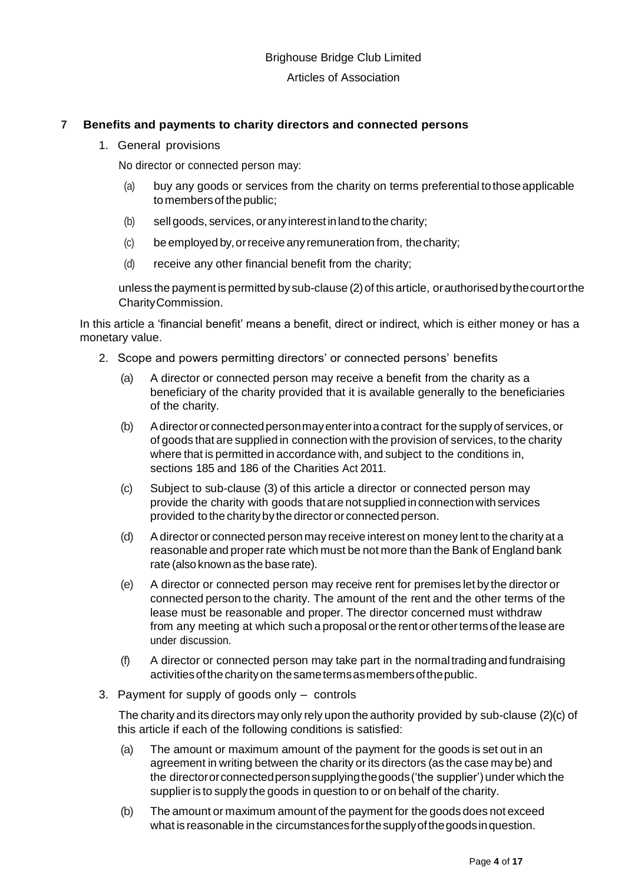## 7 Benefits and payments to charity directors and connected persons

1. General provisions

   No director or connected person may:

   (a) buy any goods or services from the charity on terms preferential to those applicable to members of the public;

   (b) sell goods, services, or any interest in land to the charity;

   (c) be employed by, or receive any remuneration from, the charity;

   (d) receive any other financial benefit from the charity;

   unless the payment is permitted by sub-clause (2) of this article, or authorised by the court or the Charity Commission.

In this article a 'financial benefit' means a benefit, direct or indirect, which is either money or has a monetary value.

2. Scope and powers permitting directors' or connected persons' benefits

   (a) A director or connected person may receive a benefit from the charity as a beneficiary of the charity provided that it is available generally to the beneficiaries of the charity.

   (b) A director or connected person may enter into a contract for the supply of services, or of goods that are supplied in connection with the provision of services, to the charity where that is permitted in accordance with, and subject to the conditions in, sections 185 and 186 of the Charities Act 2011.

   (c) Subject to sub-clause (3) of this article a director or connected person may provide the charity with goods that are not supplied in connection with services provided to the charity by the director or connected person.

   (d) A director or connected person may receive interest on money lent to the charity at a reasonable and proper rate which must be not more than the Bank of England bank rate (also known as the base rate).

   (e) A director or connected person may receive rent for premises let by the director or connected person to the charity. The amount of the rent and the other terms of the lease must be reasonable and proper. The director concerned must withdraw from any meeting at which such a proposal or the rent or other terms of the lease are under discussion.

   (f) A director or connected person may take part in the normal trading and fundraising activities of the charity on the same terms as members of the public.

3. Payment for supply of goods only – controls

   The charity and its directors may only rely upon the authority provided by sub-clause (2)(c) of this article if each of the following conditions is satisfied:

   (a) The amount or maximum amount of the payment for the goods is set out in an agreement in writing between the charity or its directors (as the case may be) and the director or connected person supplying the goods ('the supplier') under which the supplier is to supply the goods in question to or on behalf of the charity.

   (b) The amount or maximum amount of the payment for the goods does not exceed what is reasonable in the circumstances for the supply of the goods in question.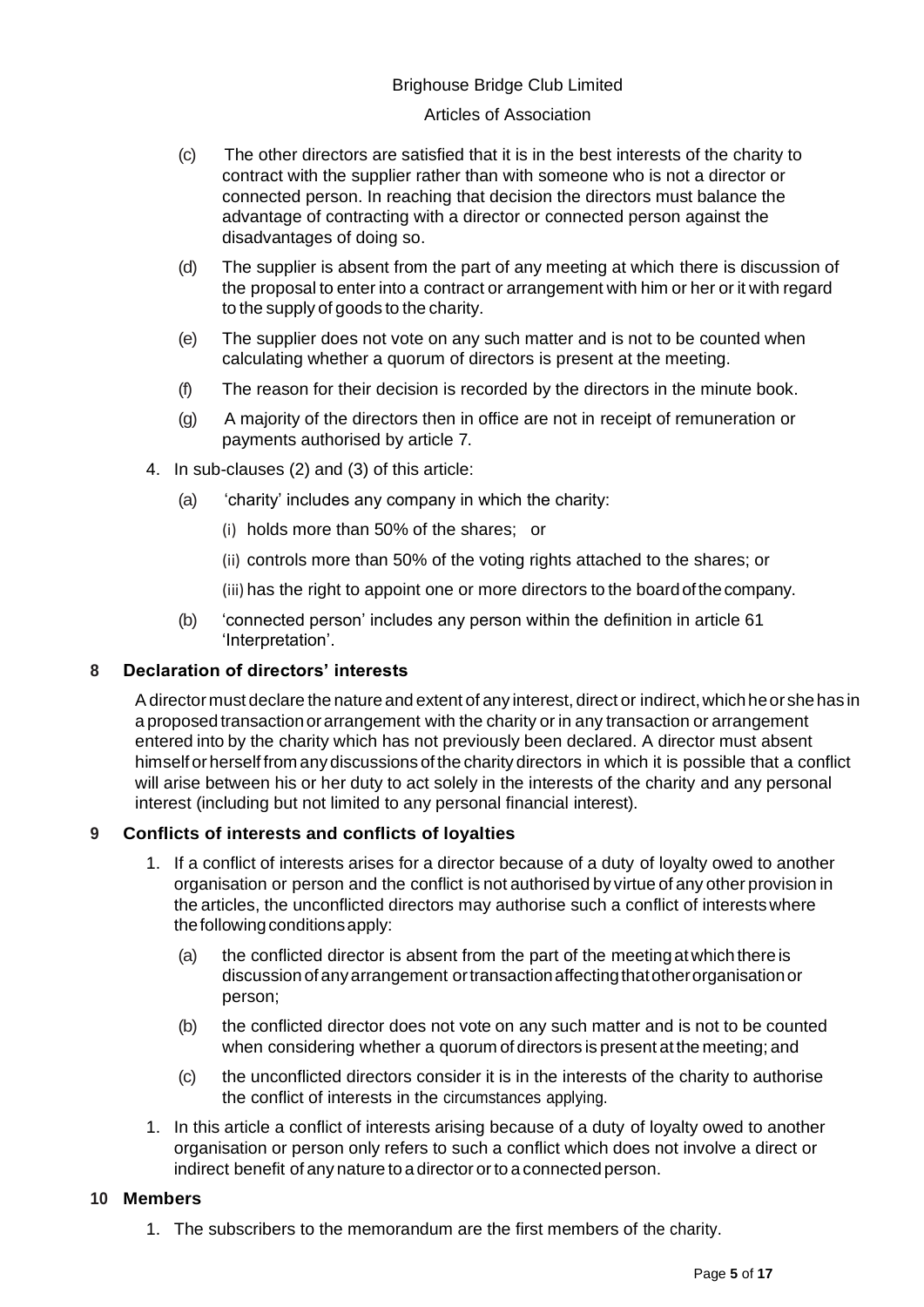(c) The other directors are satisfied that it is in the best interests of the charity to contract with the supplier rather than with someone who is not a director or connected person. In reaching that decision the directors must balance the advantage of contracting with a director or connected person against the disadvantages of doing so.

(d) The supplier is absent from the part of any meeting at which there is discussion of the proposal to enter into a contract or arrangement with him or her or it with regard to the supply of goods to the charity.

(e) The supplier does not vote on any such matter and is not to be counted when calculating whether a quorum of directors is present at the meeting.

(f) The reason for their decision is recorded by the directors in the minute book.

(g) A majority of the directors then in office are not in receipt of remuneration or payments authorised by article 7.

4. In sub-clauses (2) and (3) of this article:

   (a) 'charity' includes any company in which the charity:

      (i) holds more than 50% of the shares; or

      (ii) controls more than 50% of the voting rights attached to the shares; or

      (iii) has the right to appoint one or more directors to the board of the company.

   (b) 'connected person' includes any person within the definition in article 61 'Interpretation'.

## 8 Declaration of directors' interests

A director must declare the nature and extent of any interest, direct or indirect, which he or she has in a proposed transaction or arrangement with the charity or in any transaction or arrangement entered into by the charity which has not previously been declared. A director must absent himself or herself from any discussions of the charity directors in which it is possible that a conflict will arise between his or her duty to act solely in the interests of the charity and any personal interest (including but not limited to any personal financial interest).

## 9 Conflicts of interests and conflicts of loyalties

1. If a conflict of interests arises for a director because of a duty of loyalty owed to another organisation or person and the conflict is not authorised by virtue of any other provision in the articles, the unconflicted directors may authorise such a conflict of interests where the following conditions apply:

   (a) the conflicted director is absent from the part of the meeting at which there is discussion of any arrangement or transaction affecting that other organisation or person;

   (b) the conflicted director does not vote on any such matter and is not to be counted when considering whether a quorum of directors is present at the meeting; and

   (c) the unconflicted directors consider it is in the interests of the charity to authorise the conflict of interests in the circumstances applying.

1. In this article a conflict of interests arising because of a duty of loyalty owed to another organisation or person only refers to such a conflict which does not involve a direct or indirect benefit of any nature to a director or to a connected person.

## 10 Members

1. The subscribers to the memorandum are the first members of the charity.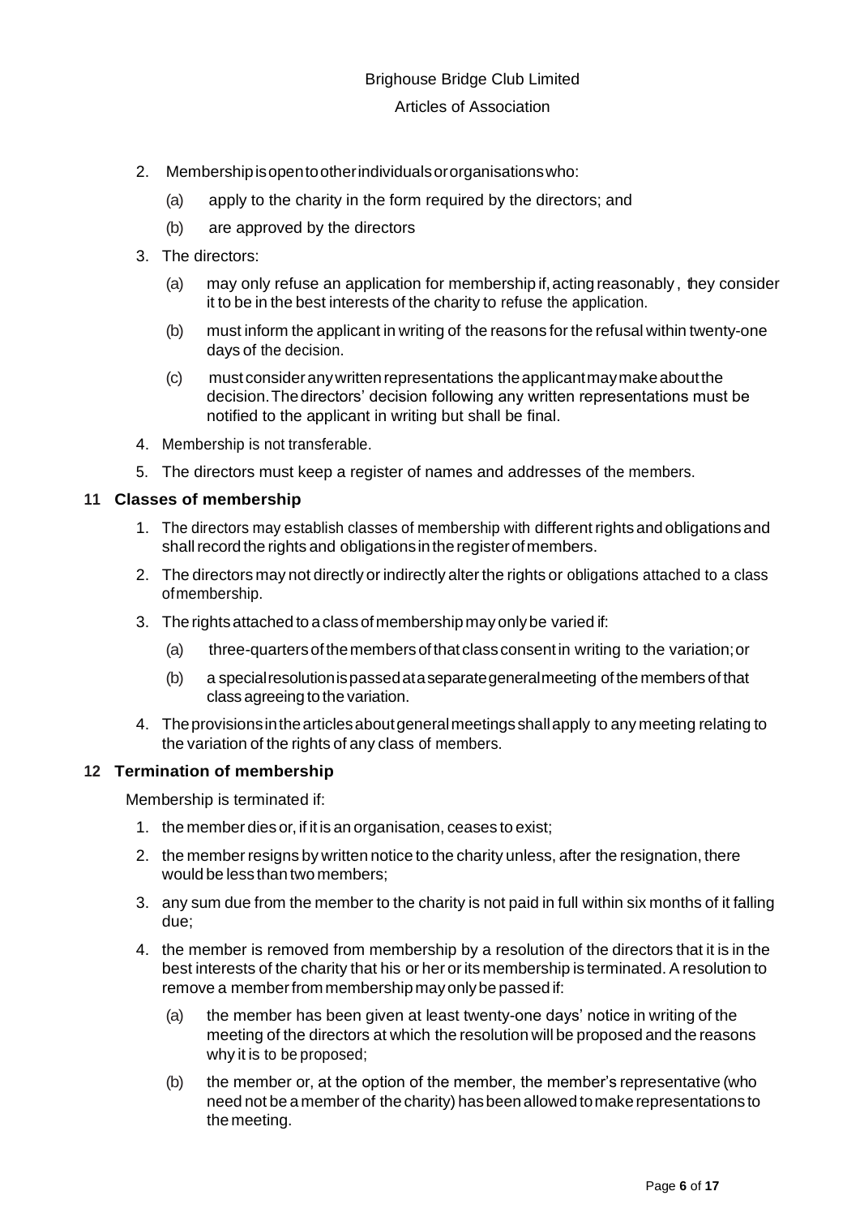2. Membership is open to other individuals or organisations who:

   (a) apply to the charity in the form required by the directors; and

   (b) are approved by the directors

3. The directors:

   (a) may only refuse an application for membership if, acting reasonably, they consider it to be in the best interests of the charity to refuse the application.

   (b) must inform the applicant in writing of the reasons for the refusal within twenty-one days of the decision.

   (c) must consider any written representations the applicant may make about the decision. The directors' decision following any written representations must be notified to the applicant in writing but shall be final.

4. Membership is not transferable.

5. The directors must keep a register of names and addresses of the members.

## 11 Classes of membership

1. The directors may establish classes of membership with different rights and obligations and shall record the rights and obligations in the register of members.

2. The directors may not directly or indirectly alter the rights or obligations attached to a class of membership.

3. The rights attached to a class of membership may only be varied if:

   (a) three-quarters of the members of that class consent in writing to the variation; or

   (b) a special resolution is passed at a separate general meeting of the members of that class agreeing to the variation.

4. The provisions in the articles about general meetings shall apply to any meeting relating to the variation of the rights of any class of members.

## 12 Termination of membership

Membership is terminated if:

1. the member dies or, if it is an organisation, ceases to exist;

2. the member resigns by written notice to the charity unless, after the resignation, there would be less than two members;

3. any sum due from the member to the charity is not paid in full within six months of it falling due;

4. the member is removed from membership by a resolution of the directors that it is in the best interests of the charity that his or her or its membership is terminated. A resolution to remove a member from membership may only be passed if:

   (a) the member has been given at least twenty-one days' notice in writing of the meeting of the directors at which the resolution will be proposed and the reasons why it is to be proposed;

   (b) the member or, at the option of the member, the member's representative (who need not be a member of the charity) has been allowed to make representations to the meeting.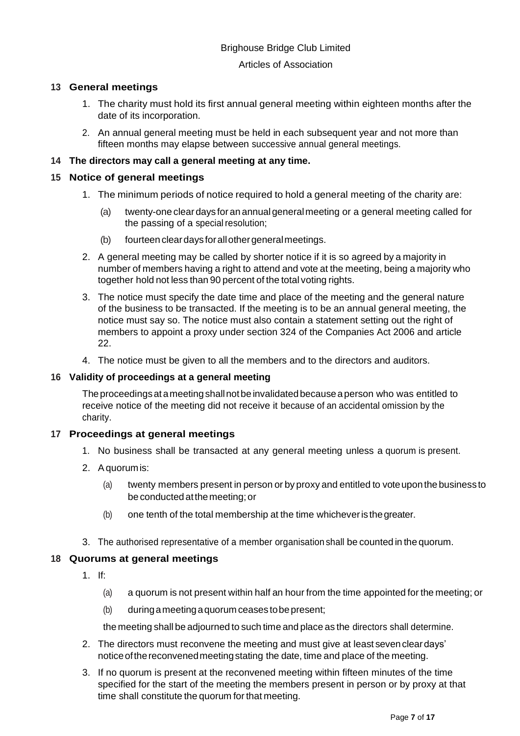## 13 General meetings

1. The charity must hold its first annual general meeting within eighteen months after the date of its incorporation.
2. An annual general meeting must be held in each subsequent year and not more than fifteen months may elapse between successive annual general meetings.

## 14 The directors may call a general meeting at any time.

## 15 Notice of general meetings

1. The minimum periods of notice required to hold a general meeting of the charity are:
   - (a) twenty-one clear days for an annual general meeting or a general meeting called for the passing of a special resolution;
   - (b) fourteen clear days for all other general meetings.
2. A general meeting may be called by shorter notice if it is so agreed by a majority in number of members having a right to attend and vote at the meeting, being a majority who together hold not less than 90 percent of the total voting rights.
3. The notice must specify the date time and place of the meeting and the general nature of the business to be transacted. If the meeting is to be an annual general meeting, the notice must say so. The notice must also contain a statement setting out the right of members to appoint a proxy under section 324 of the Companies Act 2006 and article 22.
4. The notice must be given to all the members and to the directors and auditors.

## 16 Validity of proceedings at a general meeting

The proceedings at a meeting shall not be invalidated because a person who was entitled to receive notice of the meeting did not receive it because of an accidental omission by the charity.

## 17 Proceedings at general meetings

1. No business shall be transacted at any general meeting unless a quorum is present.
2. A quorum is:
   - (a) twenty members present in person or by proxy and entitled to vote upon the business to be conducted at the meeting; or
   - (b) one tenth of the total membership at the time whichever is the greater.
3. The authorised representative of a member organisation shall be counted in the quorum.

## 18 Quorums at general meetings

1. If:
   - (a) a quorum is not present within half an hour from the time appointed for the meeting; or
   - (b) during a meeting a quorum ceases to be present;

   the meeting shall be adjourned to such time and place as the directors shall determine.
2. The directors must reconvene the meeting and must give at least seven clear days' notice of the reconvened meeting stating the date, time and place of the meeting.
3. If no quorum is present at the reconvened meeting within fifteen minutes of the time specified for the start of the meeting the members present in person or by proxy at that time shall constitute the quorum for that meeting.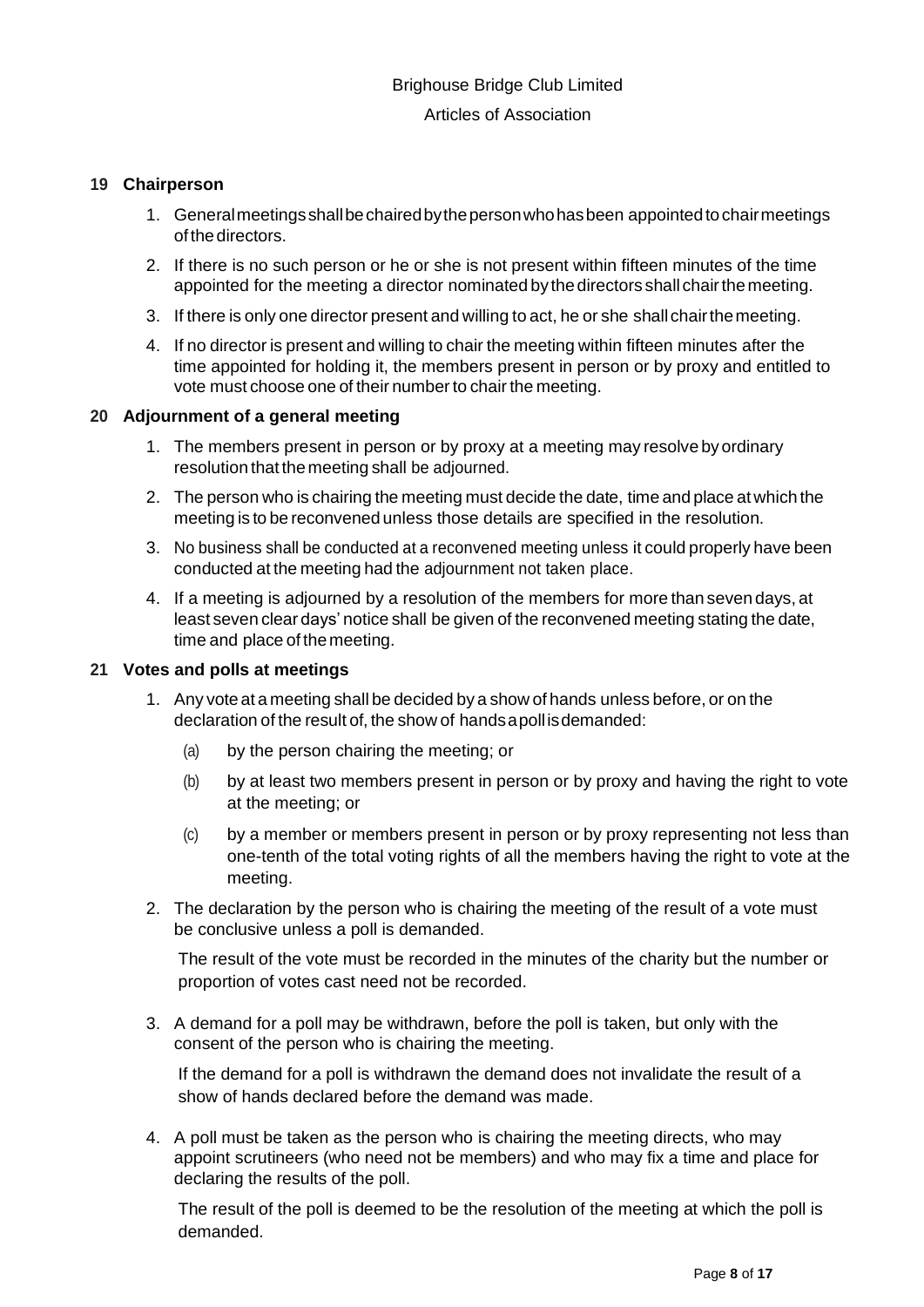## 19 Chairperson

1. General meetings shall be chaired by the person who has been appointed to chair meetings of the directors.
2. If there is no such person or he or she is not present within fifteen minutes of the time appointed for the meeting a director nominated by the directors shall chair the meeting.
3. If there is only one director present and willing to act, he or she shall chair the meeting.
4. If no director is present and willing to chair the meeting within fifteen minutes after the time appointed for holding it, the members present in person or by proxy and entitled to vote must choose one of their number to chair the meeting.

## 20 Adjournment of a general meeting

1. The members present in person or by proxy at a meeting may resolve by ordinary resolution that the meeting shall be adjourned.
2. The person who is chairing the meeting must decide the date, time and place at which the meeting is to be reconvened unless those details are specified in the resolution.
3. No business shall be conducted at a reconvened meeting unless it could properly have been conducted at the meeting had the adjournment not taken place.
4. If a meeting is adjourned by a resolution of the members for more than seven days, at least seven clear days' notice shall be given of the reconvened meeting stating the date, time and place of the meeting.

## 21 Votes and polls at meetings

1. Any vote at a meeting shall be decided by a show of hands unless before, or on the declaration of the result of, the show of hands a poll is demanded:
   - (a) by the person chairing the meeting; or
   - (b) by at least two members present in person or by proxy and having the right to vote at the meeting; or
   - (c) by a member or members present in person or by proxy representing not less than one-tenth of the total voting rights of all the members having the right to vote at the meeting.
2. The declaration by the person who is chairing the meeting of the result of a vote must be conclusive unless a poll is demanded.

   The result of the vote must be recorded in the minutes of the charity but the number or proportion of votes cast need not be recorded.

3. A demand for a poll may be withdrawn, before the poll is taken, but only with the consent of the person who is chairing the meeting.

   If the demand for a poll is withdrawn the demand does not invalidate the result of a show of hands declared before the demand was made.

4. A poll must be taken as the person who is chairing the meeting directs, who may appoint scrutineers (who need not be members) and who may fix a time and place for declaring the results of the poll.

   The result of the poll is deemed to be the resolution of the meeting at which the poll is demanded.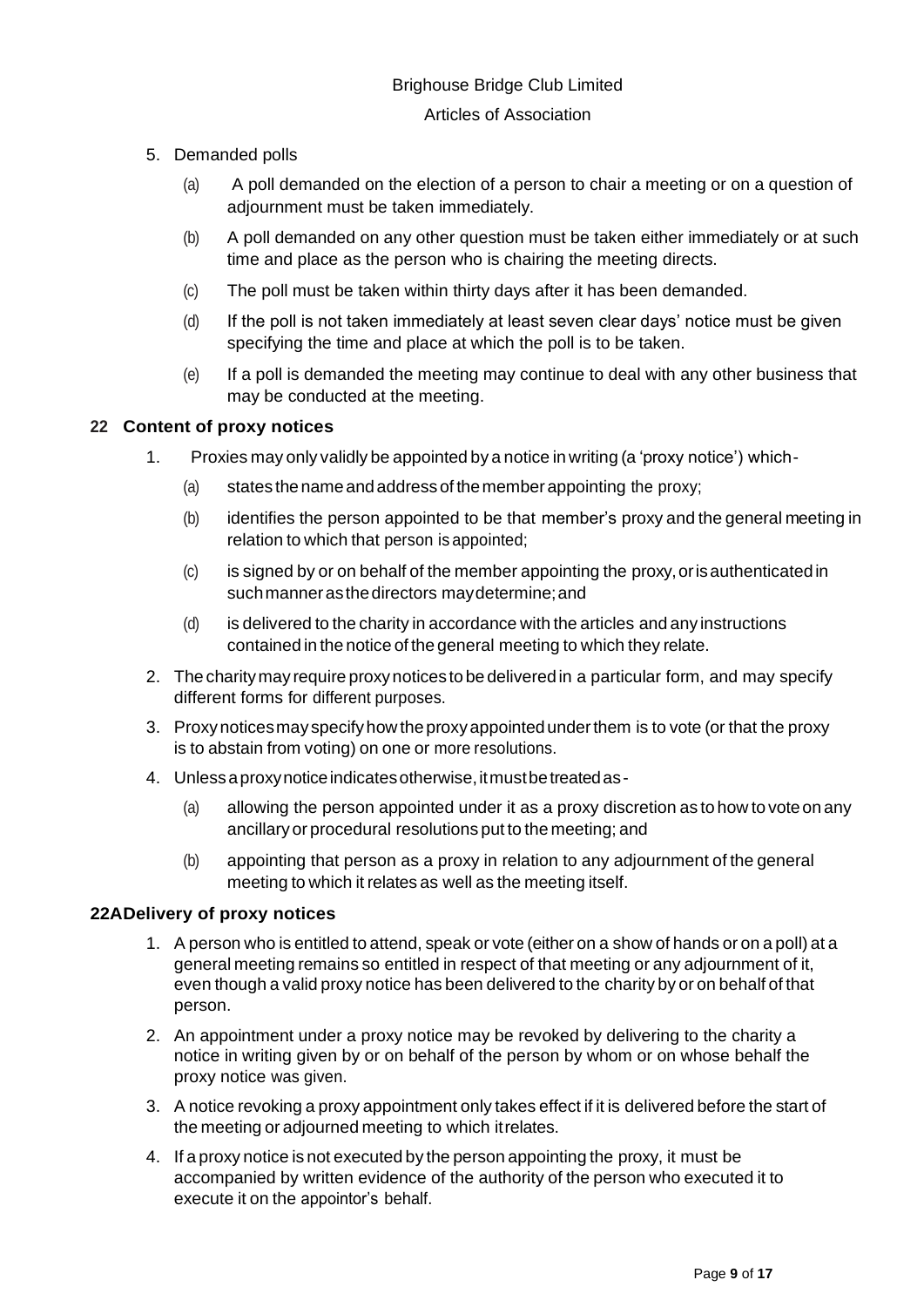5. Demanded polls

    (a) A poll demanded on the election of a person to chair a meeting or on a question of adjournment must be taken immediately.

    (b) A poll demanded on any other question must be taken either immediately or at such time and place as the person who is chairing the meeting directs.

    (c) The poll must be taken within thirty days after it has been demanded.

    (d) If the poll is not taken immediately at least seven clear days' notice must be given specifying the time and place at which the poll is to be taken.

    (e) If a poll is demanded the meeting may continue to deal with any other business that may be conducted at the meeting.

### 22 Content of proxy notices

1. Proxies may only validly be appointed by a notice in writing (a 'proxy notice') which-

    (a) states the name and address of the member appointing the proxy;

    (b) identifies the person appointed to be that member's proxy and the general meeting in relation to which that person is appointed;

    (c) is signed by or on behalf of the member appointing the proxy, or is authenticated in such manner as the directors may determine; and

    (d) is delivered to the charity in accordance with the articles and any instructions contained in the notice of the general meeting to which they relate.

2. The charity may require proxy notices to be delivered in a particular form, and may specify different forms for different purposes.

3. Proxy notices may specify how the proxy appointed under them is to vote (or that the proxy is to abstain from voting) on one or more resolutions.

4. Unless a proxy notice indicates otherwise, it must be treated as-

    (a) allowing the person appointed under it as a proxy discretion as to how to vote on any ancillary or procedural resolutions put to the meeting; and

    (b) appointing that person as a proxy in relation to any adjournment of the general meeting to which it relates as well as the meeting itself.

### 22A Delivery of proxy notices

1. A person who is entitled to attend, speak or vote (either on a show of hands or on a poll) at a general meeting remains so entitled in respect of that meeting or any adjournment of it, even though a valid proxy notice has been delivered to the charity by or on behalf of that person.

2. An appointment under a proxy notice may be revoked by delivering to the charity a notice in writing given by or on behalf of the person by whom or on whose behalf the proxy notice was given.

3. A notice revoking a proxy appointment only takes effect if it is delivered before the start of the meeting or adjourned meeting to which it relates.

4. If a proxy notice is not executed by the person appointing the proxy, it must be accompanied by written evidence of the authority of the person who executed it to execute it on the appointor's behalf.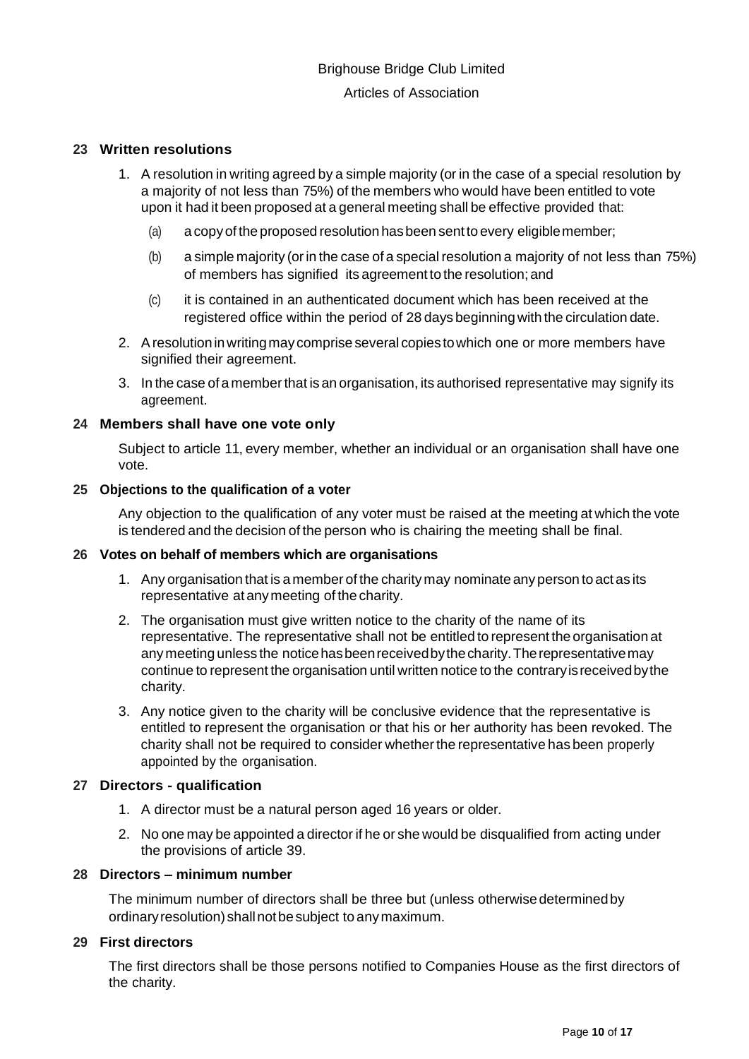## 23 Written resolutions

1. A resolution in writing agreed by a simple majority (or in the case of a special resolution by a majority of not less than 75%) of the members who would have been entitled to vote upon it had it been proposed at a general meeting shall be effective provided that:
   (a) a copy of the proposed resolution has been sent to every eligible member;
   (b) a simple majority (or in the case of a special resolution a majority of not less than 75%) of members has signified its agreement to the resolution; and
   (c) it is contained in an authenticated document which has been received at the registered office within the period of 28 days beginning with the circulation date.
2. A resolution in writing may comprise several copies to which one or more members have signified their agreement.
3. In the case of a member that is an organisation, its authorised representative may signify its agreement.

## 24 Members shall have one vote only

Subject to article 11, every member, whether an individual or an organisation shall have one vote.

## 25 Objections to the qualification of a voter

Any objection to the qualification of any voter must be raised at the meeting at which the vote is tendered and the decision of the person who is chairing the meeting shall be final.

## 26 Votes on behalf of members which are organisations

1. Any organisation that is a member of the charity may nominate any person to act as its representative at any meeting of the charity.
2. The organisation must give written notice to the charity of the name of its representative. The representative shall not be entitled to represent the organisation at any meeting unless the notice has been received by the charity. The representative may continue to represent the organisation until written notice to the contrary is received by the charity.
3. Any notice given to the charity will be conclusive evidence that the representative is entitled to represent the organisation or that his or her authority has been revoked. The charity shall not be required to consider whether the representative has been properly appointed by the organisation.

## 27 Directors - qualification

1. A director must be a natural person aged 16 years or older.
2. No one may be appointed a director if he or she would be disqualified from acting under the provisions of article 39.

## 28 Directors – minimum number

The minimum number of directors shall be three but (unless otherwise determined by ordinary resolution) shall not be subject to any maximum.

## 29 First directors

The first directors shall be those persons notified to Companies House as the first directors of the charity.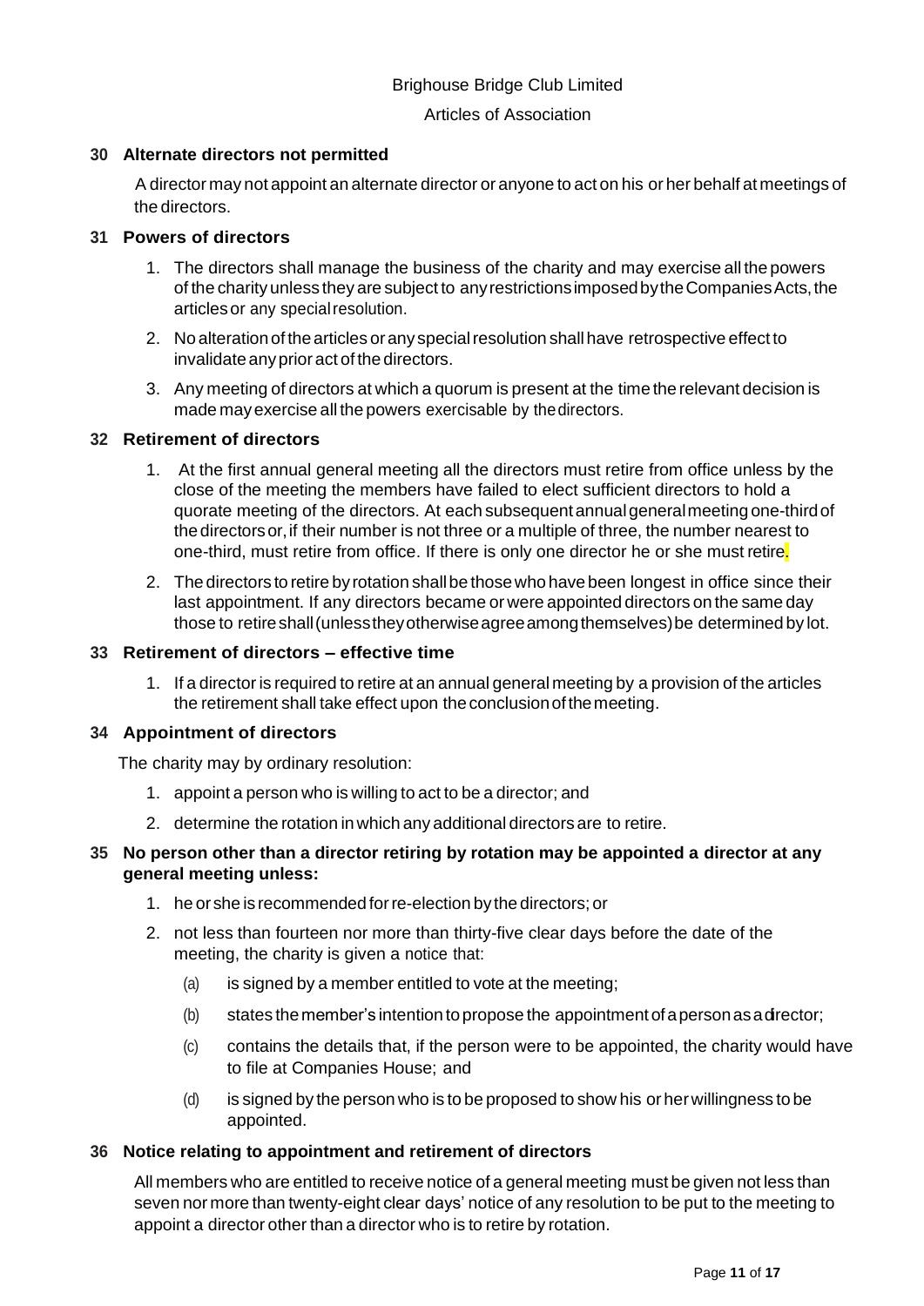## 30 Alternate directors not permitted

A director may not appoint an alternate director or anyone to act on his or her behalf at meetings of the directors.

## 31 Powers of directors

1. The directors shall manage the business of the charity and may exercise all the powers of the charity unless they are subject to any restrictions imposed by the Companies Acts, the articles or any special resolution.
2. No alteration of the articles or any special resolution shall have retrospective effect to invalidate any prior act of the directors.
3. Any meeting of directors at which a quorum is present at the time the relevant decision is made may exercise all the powers exercisable by the directors.

## 32 Retirement of directors

1. At the first annual general meeting all the directors must retire from office unless by the close of the meeting the members have failed to elect sufficient directors to hold a quorate meeting of the directors. At each subsequent annual general meeting one-third of the directors or, if their number is not three or a multiple of three, the number nearest to one-third, must retire from office. If there is only one director he or she must retire.
2. The directors to retire by rotation shall be those who have been longest in office since their last appointment. If any directors became or were appointed directors on the same day those to retire shall (unless they otherwise agree among themselves) be determined by lot.

## 33 Retirement of directors – effective time

1. If a director is required to retire at an annual general meeting by a provision of the articles the retirement shall take effect upon the conclusion of the meeting.

## 34 Appointment of directors

The charity may by ordinary resolution:

1. appoint a person who is willing to act to be a director; and
2. determine the rotation in which any additional directors are to retire.

## 35 No person other than a director retiring by rotation may be appointed a director at any general meeting unless:

1. he or she is recommended for re-election by the directors; or
2. not less than fourteen nor more than thirty-five clear days before the date of the meeting, the charity is given a notice that:
   (a) is signed by a member entitled to vote at the meeting;
   (b) states the member's intention to propose the appointment of a person as a director;
   (c) contains the details that, if the person were to be appointed, the charity would have to file at Companies House; and
   (d) is signed by the person who is to be proposed to show his or her willingness to be appointed.

## 36 Notice relating to appointment and retirement of directors

All members who are entitled to receive notice of a general meeting must be given not less than seven nor more than twenty-eight clear days' notice of any resolution to be put to the meeting to appoint a director other than a director who is to retire by rotation.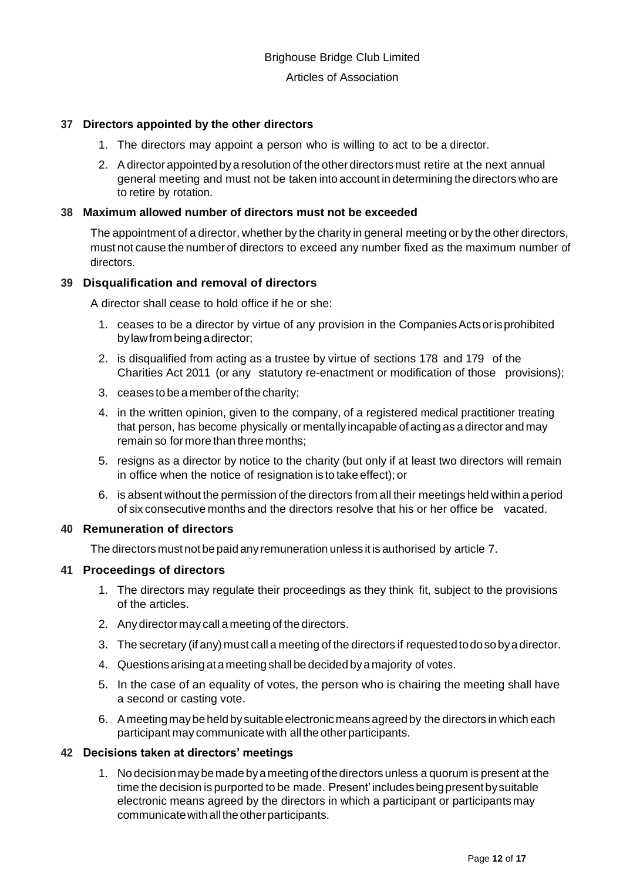## 37 Directors appointed by the other directors

1. The directors may appoint a person who is willing to act to be a director.
2. A director appointed by a resolution of the other directors must retire at the next annual general meeting and must not be taken into account in determining the directors who are to retire by rotation.

## 38 Maximum allowed number of directors must not be exceeded

The appointment of a director, whether by the charity in general meeting or by the other directors, must not cause the number of directors to exceed any number fixed as the maximum number of directors.

## 39 Disqualification and removal of directors

A director shall cease to hold office if he or she:

1. ceases to be a director by virtue of any provision in the Companies Acts or is prohibited by law from being a director;
2. is disqualified from acting as a trustee by virtue of sections 178 and 179 of the Charities Act 2011 (or any statutory re-enactment or modification of those provisions);
3. ceases to be a member of the charity;
4. in the written opinion, given to the company, of a registered medical practitioner treating that person, has become physically or mentally incapable of acting as a director and may remain so for more than three months;
5. resigns as a director by notice to the charity (but only if at least two directors will remain in office when the notice of resignation is to take effect); or
6. is absent without the permission of the directors from all their meetings held within a period of six consecutive months and the directors resolve that his or her office be vacated.

## 40 Remuneration of directors

The directors must not be paid any remuneration unless it is authorised by article 7.

## 41 Proceedings of directors

1. The directors may regulate their proceedings as they think fit, subject to the provisions of the articles.
2. Any director may call a meeting of the directors.
3. The secretary (if any) must call a meeting of the directors if requested to do so by a director.
4. Questions arising at a meeting shall be decided by a majority of votes.
5. In the case of an equality of votes, the person who is chairing the meeting shall have a second or casting vote.
6. A meeting may be held by suitable electronic means agreed by the directors in which each participant may communicate with all the other participants.

## 42 Decisions taken at directors' meetings

1. No decision may be made by a meeting of the directors unless a quorum is present at the time the decision is purported to be made. Present' includes being present by suitable electronic means agreed by the directors in which a participant or participants may communicate with all the other participants.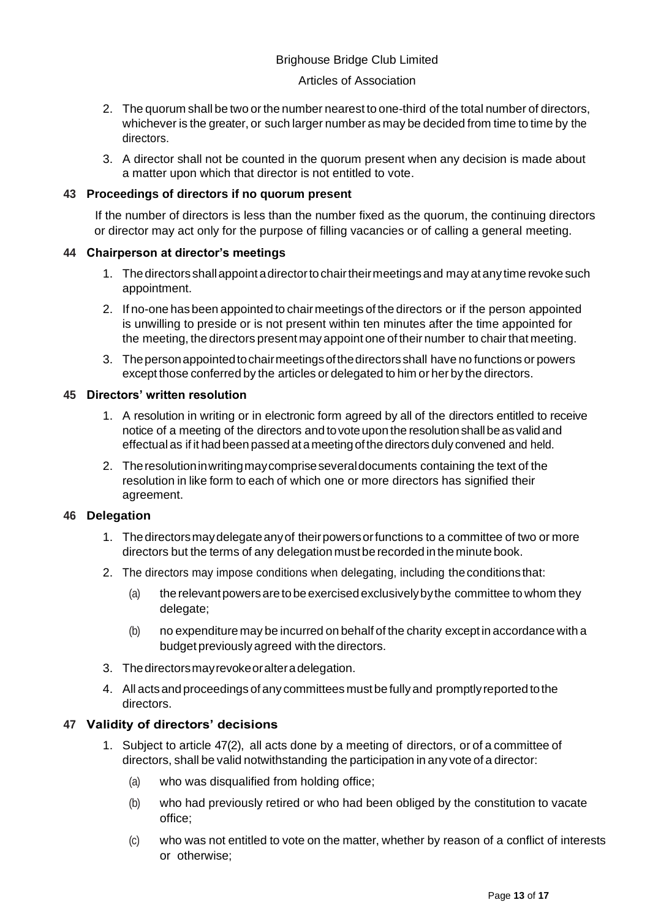2. The quorum shall be two or the number nearest to one-third of the total number of directors, whichever is the greater, or such larger number as may be decided from time to time by the directors.
3. A director shall not be counted in the quorum present when any decision is made about a matter upon which that director is not entitled to vote.

## 43 Proceedings of directors if no quorum present

If the number of directors is less than the number fixed as the quorum, the continuing directors or director may act only for the purpose of filling vacancies or of calling a general meeting.

## 44 Chairperson at director's meetings

1. The directors shall appoint a director to chair their meetings and may at any time revoke such appointment.
2. If no-one has been appointed to chair meetings of the directors or if the person appointed is unwilling to preside or is not present within ten minutes after the time appointed for the meeting, the directors present may appoint one of their number to chair that meeting.
3. The person appointed to chair meetings of the directors shall have no functions or powers except those conferred by the articles or delegated to him or her by the directors.

## 45 Directors' written resolution

1. A resolution in writing or in electronic form agreed by all of the directors entitled to receive notice of a meeting of the directors and to vote upon the resolution shall be as valid and effectual as if it had been passed at a meeting of the directors duly convened and held.
2. The resolution in writing may comprise several documents containing the text of the resolution in like form to each of which one or more directors has signified their agreement.

## 46 Delegation

1. The directors may delegate any of their powers or functions to a committee of two or more directors but the terms of any delegation must be recorded in the minute book.
2. The directors may impose conditions when delegating, including the conditions that:
   (a) the relevant powers are to be exercised exclusively by the committee to whom they delegate;
   (b) no expenditure may be incurred on behalf of the charity except in accordance with a budget previously agreed with the directors.
3. The directors may revoke or alter a delegation.
4. All acts and proceedings of any committees must be fully and promptly reported to the directors.

## 47 Validity of directors' decisions

1. Subject to article 47(2), all acts done by a meeting of directors, or of a committee of directors, shall be valid notwithstanding the participation in any vote of a director:
   (a) who was disqualified from holding office;
   (b) who had previously retired or who had been obliged by the constitution to vacate office;
   (c) who was not entitled to vote on the matter, whether by reason of a conflict of interests or otherwise;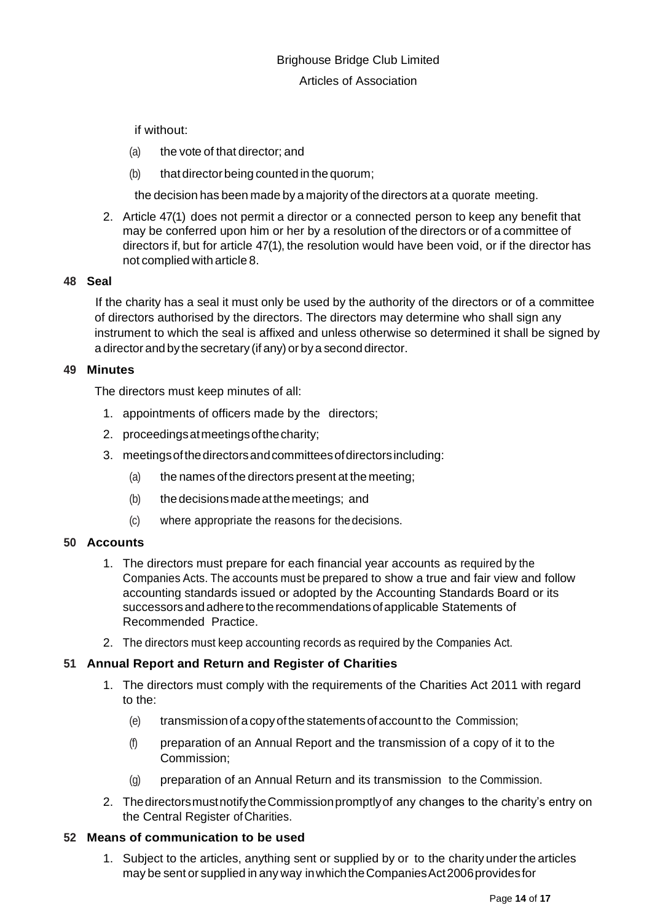if without:

(a) the vote of that director; and

(b) that director being counted in the quorum;

the decision has been made by a majority of the directors at a quorate meeting.

2. Article 47(1) does not permit a director or a connected person to keep any benefit that may be conferred upon him or her by a resolution of the directors or of a committee of directors if, but for article 47(1), the resolution would have been void, or if the director has not complied with article 8.

## 48 Seal

If the charity has a seal it must only be used by the authority of the directors or of a committee of directors authorised by the directors. The directors may determine who shall sign any instrument to which the seal is affixed and unless otherwise so determined it shall be signed by a director and by the secretary (if any) or by a second director.

## 49 Minutes

The directors must keep minutes of all:

1. appointments of officers made by the directors;
2. proceedings at meetings of the charity;
3. meetings of the directors and committees of directors including:
   - (a) the names of the directors present at the meeting;
   - (b) the decisions made at the meetings; and
   - (c) where appropriate the reasons for the decisions.

## 50 Accounts

1. The directors must prepare for each financial year accounts as required by the Companies Acts. The accounts must be prepared to show a true and fair view and follow accounting standards issued or adopted by the Accounting Standards Board or its successors and adhere to the recommendations of applicable Statements of Recommended Practice.
2. The directors must keep accounting records as required by the Companies Act.

## 51 Annual Report and Return and Register of Charities

1. The directors must comply with the requirements of the Charities Act 2011 with regard to the:
   - (e) transmission of a copy of the statements of account to the Commission;
   - (f) preparation of an Annual Report and the transmission of a copy of it to the Commission;
   - (g) preparation of an Annual Return and its transmission to the Commission.
2. The directors must notify the Commission promptly of any changes to the charity's entry on the Central Register of Charities.

## 52 Means of communication to be used

1. Subject to the articles, anything sent or supplied by or to the charity under the articles may be sent or supplied in any way in which the Companies Act 2006 provides for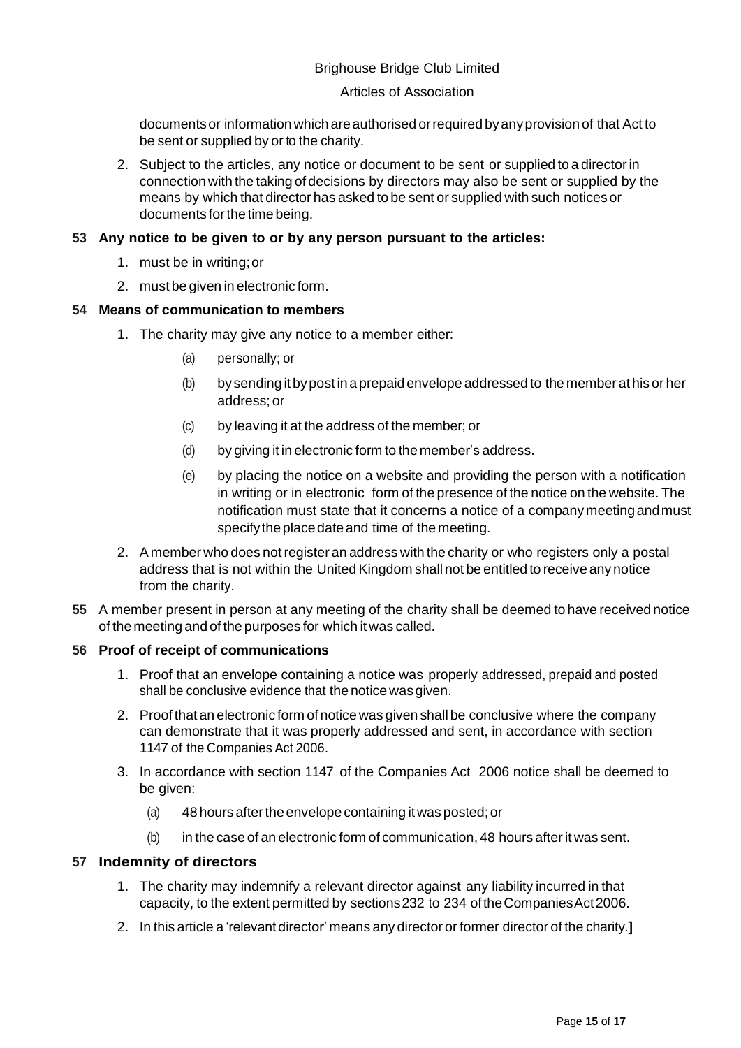documents or information which are authorised or required by any provision of that Act to be sent or supplied by or to the charity.

2. Subject to the articles, any notice or document to be sent or supplied to a director in connection with the taking of decisions by directors may also be sent or supplied by the means by which that director has asked to be sent or supplied with such notices or documents for the time being.

**53 Any notice to be given to or by any person pursuant to the articles:**

1. must be in writing; or
2. must be given in electronic form.

**54 Means of communication to members**

1. The charity may give any notice to a member either:
   (a) personally; or
   (b) by sending it by post in a prepaid envelope addressed to the member at his or her address; or
   (c) by leaving it at the address of the member; or
   (d) by giving it in electronic form to the member's address.
   (e) by placing the notice on a website and providing the person with a notification in writing or in electronic form of the presence of the notice on the website. The notification must state that it concerns a notice of a company meeting and must specify the place date and time of the meeting.
2. A member who does not register an address with the charity or who registers only a postal address that is not within the United Kingdom shall not be entitled to receive any notice from the charity.

**55** A member present in person at any meeting of the charity shall be deemed to have received notice of the meeting and of the purposes for which it was called.

**56 Proof of receipt of communications**

1. Proof that an envelope containing a notice was properly addressed, prepaid and posted shall be conclusive evidence that the notice was given.
2. Proof that an electronic form of notice was given shall be conclusive where the company can demonstrate that it was properly addressed and sent, in accordance with section 1147 of the Companies Act 2006.
3. In accordance with section 1147 of the Companies Act 2006 notice shall be deemed to be given:
   (a) 48 hours after the envelope containing it was posted; or
   (b) in the case of an electronic form of communication, 48 hours after it was sent.

**57 Indemnity of directors**

1. The charity may indemnify a relevant director against any liability incurred in that capacity, to the extent permitted by sections 232 to 234 of the Companies Act 2006.
2. In this article a 'relevant director' means any director or former director of the charity.**]**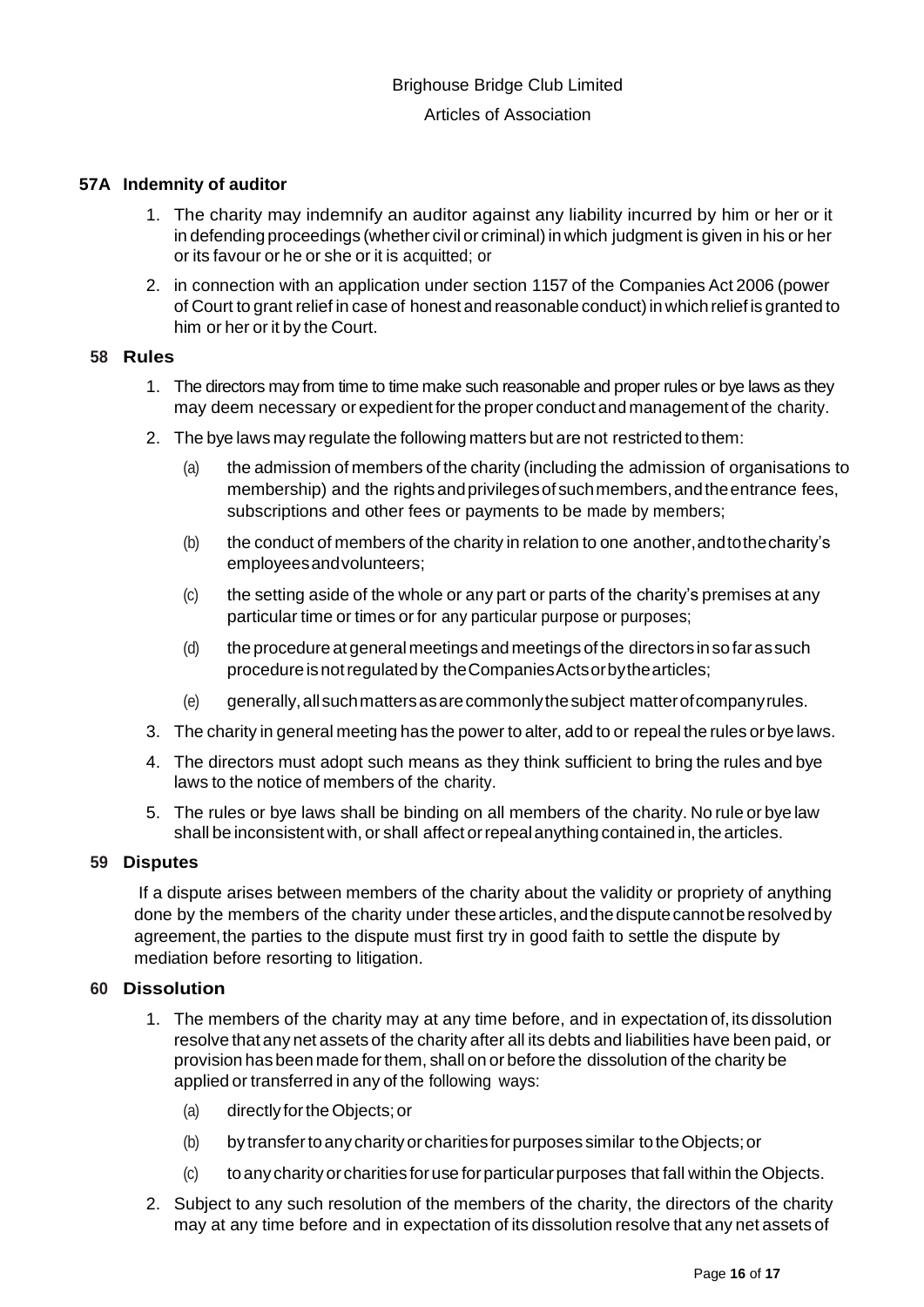## 57A Indemnity of auditor

1. The charity may indemnify an auditor against any liability incurred by him or her or it in defending proceedings (whether civil or criminal) in which judgment is given in his or her or its favour or he or she or it is acquitted; or
2. in connection with an application under section 1157 of the Companies Act 2006 (power of Court to grant relief in case of honest and reasonable conduct) in which relief is granted to him or her or it by the Court.

## 58 Rules

1. The directors may from time to time make such reasonable and proper rules or bye laws as they may deem necessary or expedient for the proper conduct and management of the charity.
2. The bye laws may regulate the following matters but are not restricted to them:
   - (a) the admission of members of the charity (including the admission of organisations to membership) and the rights and privileges of such members, and the entrance fees, subscriptions and other fees or payments to be made by members;
   - (b) the conduct of members of the charity in relation to one another, and to the charity's employees and volunteers;
   - (c) the setting aside of the whole or any part or parts of the charity's premises at any particular time or times or for any particular purpose or purposes;
   - (d) the procedure at general meetings and meetings of the directors in so far as such procedure is not regulated by the Companies Acts or by the articles;
   - (e) generally, all such matters as are commonly the subject matter of company rules.
3. The charity in general meeting has the power to alter, add to or repeal the rules or bye laws.
4. The directors must adopt such means as they think sufficient to bring the rules and bye laws to the notice of members of the charity.
5. The rules or bye laws shall be binding on all members of the charity. No rule or bye law shall be inconsistent with, or shall affect or repeal anything contained in, the articles.

## 59 Disputes

If a dispute arises between members of the charity about the validity or propriety of anything done by the members of the charity under these articles, and the dispute cannot be resolved by agreement, the parties to the dispute must first try in good faith to settle the dispute by mediation before resorting to litigation.

## 60 Dissolution

1. The members of the charity may at any time before, and in expectation of, its dissolution resolve that any net assets of the charity after all its debts and liabilities have been paid, or provision has been made for them, shall on or before the dissolution of the charity be applied or transferred in any of the following ways:
   - (a) directly for the Objects; or
   - (b) by transfer to any charity or charities for purposes similar to the Objects; or
   - (c) to any charity or charities for use for particular purposes that fall within the Objects.
2. Subject to any such resolution of the members of the charity, the directors of the charity may at any time before and in expectation of its dissolution resolve that any net assets of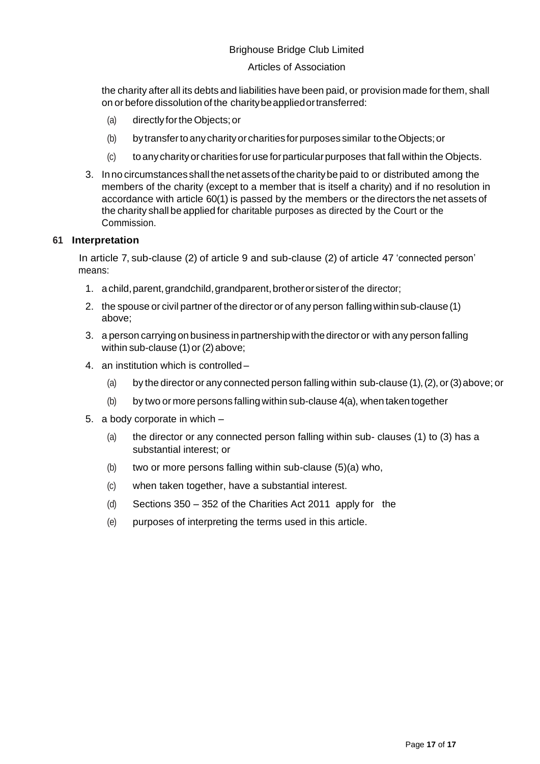the charity after all its debts and liabilities have been paid, or provision made for them, shall on or before dissolution of the charity be applied or transferred:

(a) directly for the Objects; or

(b) by transfer to any charity or charities for purposes similar to the Objects; or

(c) to any charity or charities for use for particular purposes that fall within the Objects.

3. In no circumstances shall the net assets of the charity be paid to or distributed among the members of the charity (except to a member that is itself a charity) and if no resolution in accordance with article 60(1) is passed by the members or the directors the net assets of the charity shall be applied for charitable purposes as directed by the Court or the Commission.

## 61 Interpretation

In article 7, sub-clause (2) of article 9 and sub-clause (2) of article 47 'connected person' means:

1. a child, parent, grandchild, grandparent, brother or sister of the director;
2. the spouse or civil partner of the director or of any person falling within sub-clause (1) above;
3. a person carrying on business in partnership with the director or with any person falling within sub-clause (1) or (2) above;
4. an institution which is controlled –
   (a) by the director or any connected person falling within sub-clause (1), (2), or (3) above; or
   (b) by two or more persons falling within sub-clause 4(a), when taken together
5. a body corporate in which –
   (a) the director or any connected person falling within sub- clauses (1) to (3) has a substantial interest; or
   (b) two or more persons falling within sub-clause (5)(a) who,
   (c) when taken together, have a substantial interest.
   (d) Sections 350 – 352 of the Charities Act 2011 apply for the
   (e) purposes of interpreting the terms used in this article.